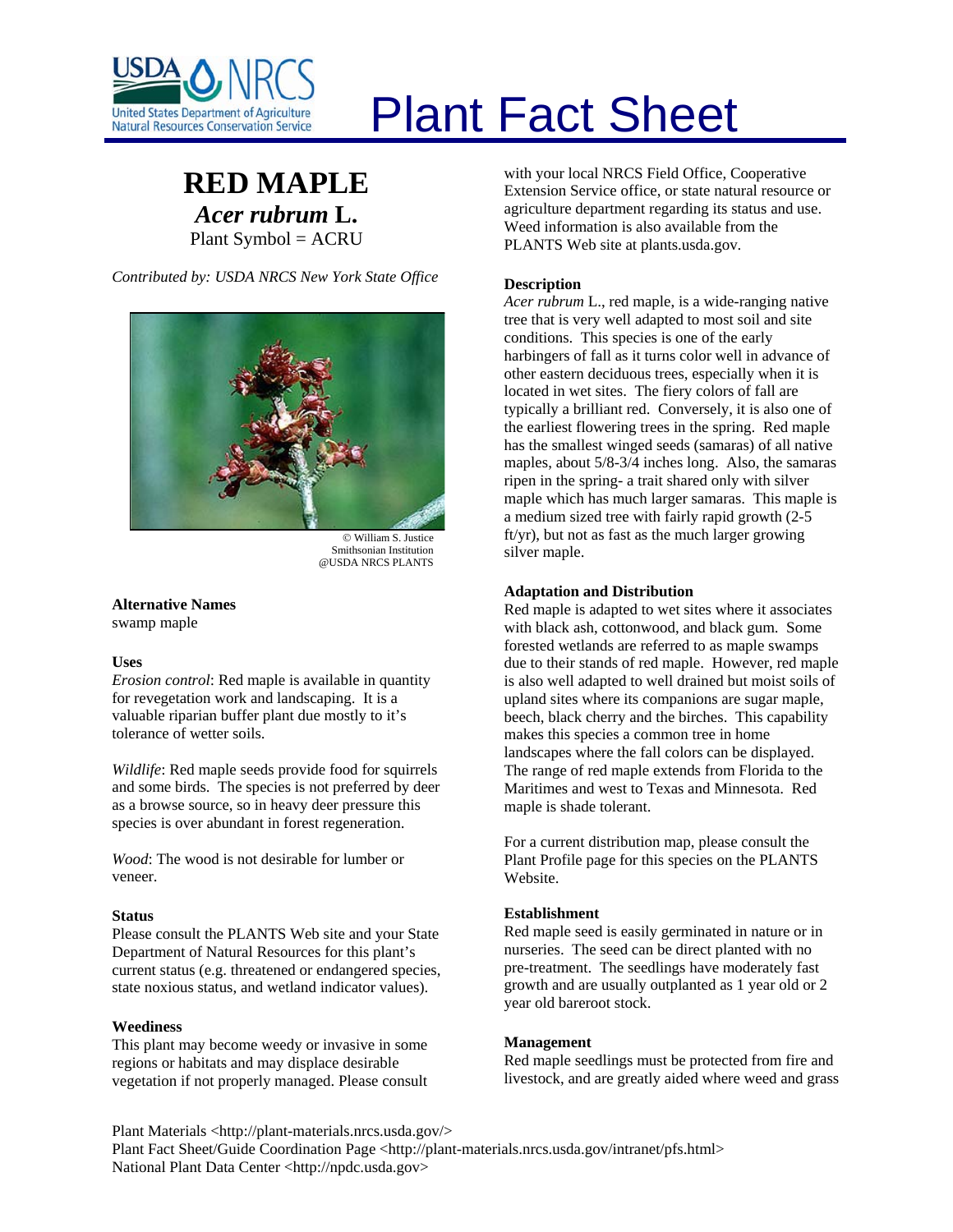# Plant Fact Sheet

## RED MAPLE

### *Acer rubrum* L.

Plant Symbol = ACRU

*Contributed by: USDA NRCS New York State Office*

© William S. Justice
Smithsonian Institution
@USDA NRCS PLANTS

### Alternative Names

swamp maple

### Uses

*Erosion control*: Red maple is available in quantity for revegetation work and landscaping. It is a valuable riparian buffer plant due mostly to it's tolerance of wetter soils.

*Wildlife*: Red maple seeds provide food for squirrels and some birds. The species is not preferred by deer as a browse source, so in heavy deer pressure this species is over abundant in forest regeneration.

*Wood*: The wood is not desirable for lumber or veneer.

### Status

Please consult the PLANTS Web site and your State Department of Natural Resources for this plant's current status (e.g. threatened or endangered species, state noxious status, and wetland indicator values).

### Weediness

This plant may become weedy or invasive in some regions or habitats and may displace desirable vegetation if not properly managed. Please consult with your local NRCS Field Office, Cooperative Extension Service office, or state natural resource or agriculture department regarding its status and use. Weed information is also available from the PLANTS Web site at plants.usda.gov.

### Description

*Acer rubrum* L., red maple, is a wide-ranging native tree that is very well adapted to most soil and site conditions. This species is one of the early harbingers of fall as it turns color well in advance of other eastern deciduous trees, especially when it is located in wet sites. The fiery colors of fall are typically a brilliant red. Conversely, it is also one of the earliest flowering trees in the spring. Red maple has the smallest winged seeds (samaras) of all native maples, about 5/8-3/4 inches long. Also, the samaras ripen in the spring- a trait shared only with silver maple which has much larger samaras. This maple is a medium sized tree with fairly rapid growth (2-5 ft/yr), but not as fast as the much larger growing silver maple.

### Adaptation and Distribution

Red maple is adapted to wet sites where it associates with black ash, cottonwood, and black gum. Some forested wetlands are referred to as maple swamps due to their stands of red maple. However, red maple is also well adapted to well drained but moist soils of upland sites where its companions are sugar maple, beech, black cherry and the birches. This capability makes this species a common tree in home landscapes where the fall colors can be displayed. The range of red maple extends from Florida to the Maritimes and west to Texas and Minnesota. Red maple is shade tolerant.

For a current distribution map, please consult the Plant Profile page for this species on the PLANTS Website.

### Establishment

Red maple seed is easily germinated in nature or in nurseries. The seed can be direct planted with no pre-treatment. The seedlings have moderately fast growth and are usually outplanted as 1 year old or 2 year old bareroot stock.

### Management

Red maple seedlings must be protected from fire and livestock, and are greatly aided where weed and grass

Plant Materials <http://plant-materials.nrcs.usda.gov/>
Plant Fact Sheet/Guide Coordination Page <http://plant-materials.nrcs.usda.gov/intranet/pfs.html>
National Plant Data Center <http://npdc.usda.gov>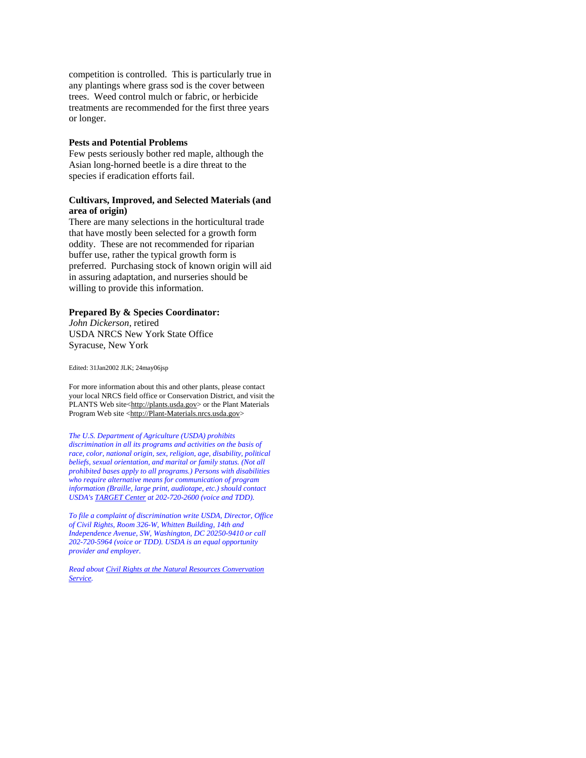competition is controlled. This is particularly true in any plantings where grass sod is the cover between trees. Weed control mulch or fabric, or herbicide treatments are recommended for the first three years or longer.

### Pests and Potential Problems

Few pests seriously bother red maple, although the Asian long-horned beetle is a dire threat to the species if eradication efforts fail.

### Cultivars, Improved, and Selected Materials (and area of origin)

There are many selections in the horticultural trade that have mostly been selected for a growth form oddity. These are not recommended for riparian buffer use, rather the typical growth form is preferred. Purchasing stock of known origin will aid in assuring adaptation, and nurseries should be willing to provide this information.

### Prepared By & Species Coordinator:

*John Dickerson*, retired
USDA NRCS New York State Office
Syracuse, New York

Edited: 31Jan2002 JLK; 24may06jsp

For more information about this and other plants, please contact your local NRCS field office or Conservation District, and visit the PLANTS Web site<http://plants.usda.gov> or the Plant Materials Program Web site <http://Plant-Materials.nrcs.usda.gov>

*The U.S. Department of Agriculture (USDA) prohibits discrimination in all its programs and activities on the basis of race, color, national origin, sex, religion, age, disability, political beliefs, sexual orientation, and marital or family status. (Not all prohibited bases apply to all programs.) Persons with disabilities who require alternative means for communication of program information (Braille, large print, audiotape, etc.) should contact USDA's TARGET Center at 202-720-2600 (voice and TDD).*

*To file a complaint of discrimination write USDA, Director, Office of Civil Rights, Room 326-W, Whitten Building, 14th and Independence Avenue, SW, Washington, DC 20250-9410 or call 202-720-5964 (voice or TDD). USDA is an equal opportunity provider and employer.*

*Read about Civil Rights at the Natural Resources Convervation Service.*